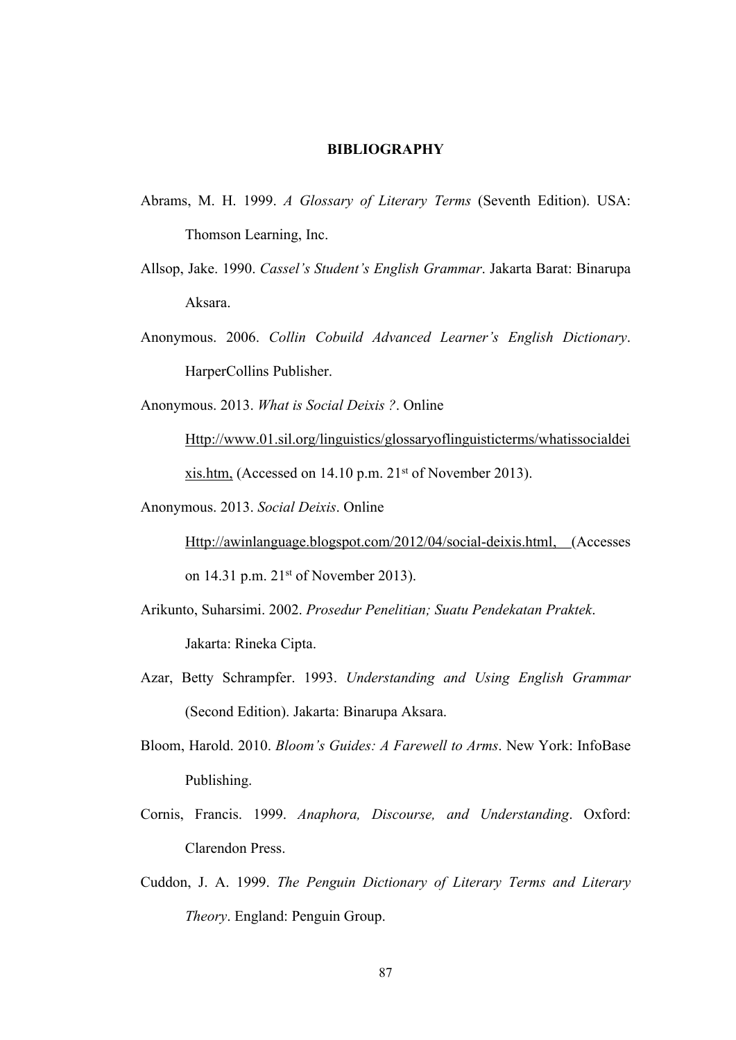# BIBLIOGRAPHY

Abrams, M. H. 1999. *A Glossary of Literary Terms* (Seventh Edition). USA: Thomson Learning, Inc.

Allsop, Jake. 1990. *Cassel's Student's English Grammar*. Jakarta Barat: Binarupa Aksara.

Anonymous. 2006. *Collin Cobuild Advanced Learner's English Dictionary*. HarperCollins Publisher.

Anonymous. 2013. *What is Social Deixis ?*. Online Http://www.01.sil.org/linguistics/glossaryoflinguisticterms/whatissocialdeixis.htm, (Accessed on 14.10 p.m. 21st of November 2013).

Anonymous. 2013. *Social Deixis*. Online Http://awinlanguage.blogspot.com/2012/04/social-deixis.html, (Accesses on 14.31 p.m. 21st of November 2013).

Arikunto, Suharsimi. 2002. *Prosedur Penelitian; Suatu Pendekatan Praktek*. Jakarta: Rineka Cipta.

Azar, Betty Schrampfer. 1993. *Understanding and Using English Grammar* (Second Edition). Jakarta: Binarupa Aksara.

Bloom, Harold. 2010. *Bloom's Guides: A Farewell to Arms*. New York: InfoBase Publishing.

Cornis, Francis. 1999. *Anaphora, Discourse, and Understanding*. Oxford: Clarendon Press.

Cuddon, J. A. 1999. *The Penguin Dictionary of Literary Terms and Literary Theory*. England: Penguin Group.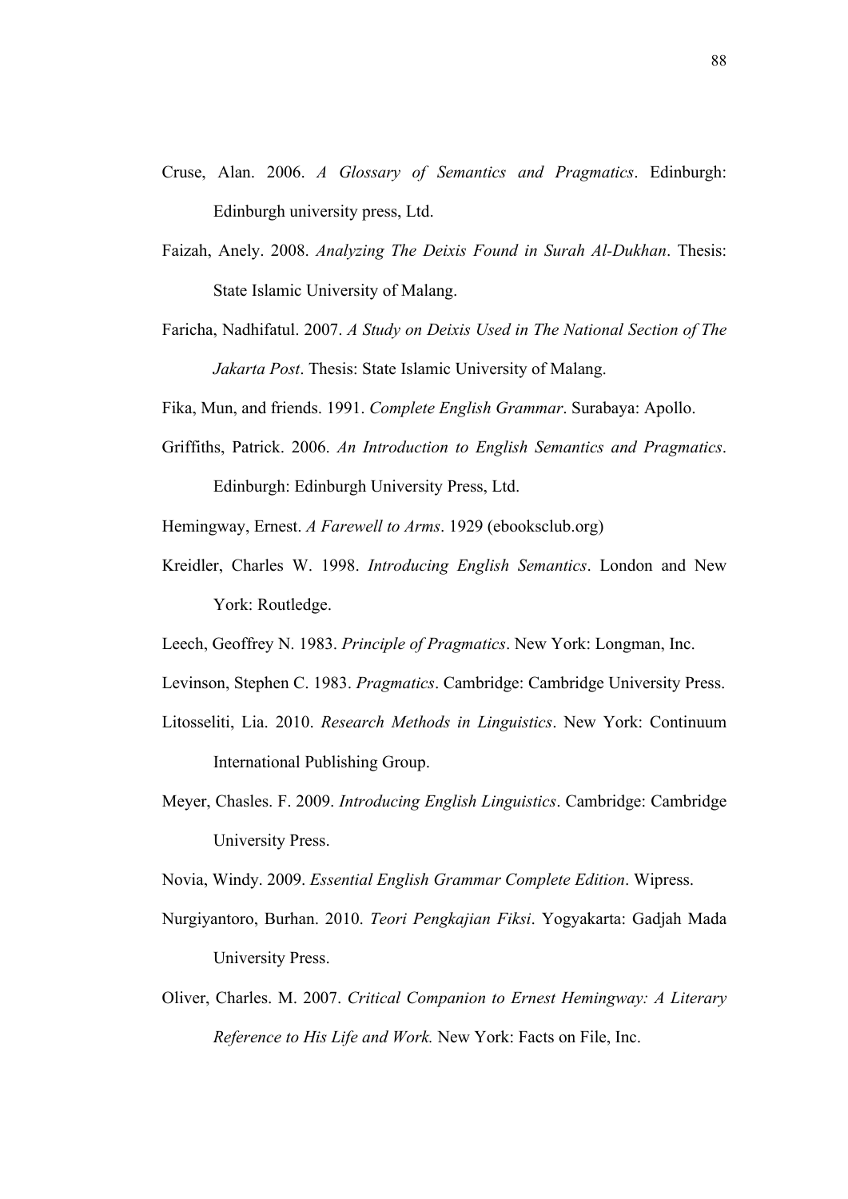Cruse, Alan. 2006. *A Glossary of Semantics and Pragmatics*. Edinburgh: Edinburgh university press, Ltd.

Faizah, Anely. 2008. *Analyzing The Deixis Found in Surah Al-Dukhan*. Thesis: State Islamic University of Malang.

Faricha, Nadhifatul. 2007. *A Study on Deixis Used in The National Section of The Jakarta Post*. Thesis: State Islamic University of Malang.

Fika, Mun, and friends. 1991. *Complete English Grammar*. Surabaya: Apollo.

Griffiths, Patrick. 2006. *An Introduction to English Semantics and Pragmatics*. Edinburgh: Edinburgh University Press, Ltd.

Hemingway, Ernest. *A Farewell to Arms*. 1929 (ebooksclub.org)

Kreidler, Charles W. 1998. *Introducing English Semantics*. London and New York: Routledge.

Leech, Geoffrey N. 1983. *Principle of Pragmatics*. New York: Longman, Inc.

Levinson, Stephen C. 1983. *Pragmatics*. Cambridge: Cambridge University Press.

Litosseliti, Lia. 2010. *Research Methods in Linguistics*. New York: Continuum International Publishing Group.

Meyer, Chasles. F. 2009. *Introducing English Linguistics*. Cambridge: Cambridge University Press.

Novia, Windy. 2009. *Essential English Grammar Complete Edition*. Wipress.

Nurgiyantoro, Burhan. 2010. *Teori Pengkajian Fiksi*. Yogyakarta: Gadjah Mada University Press.

Oliver, Charles. M. 2007. *Critical Companion to Ernest Hemingway: A Literary Reference to His Life and Work.* New York: Facts on File, Inc.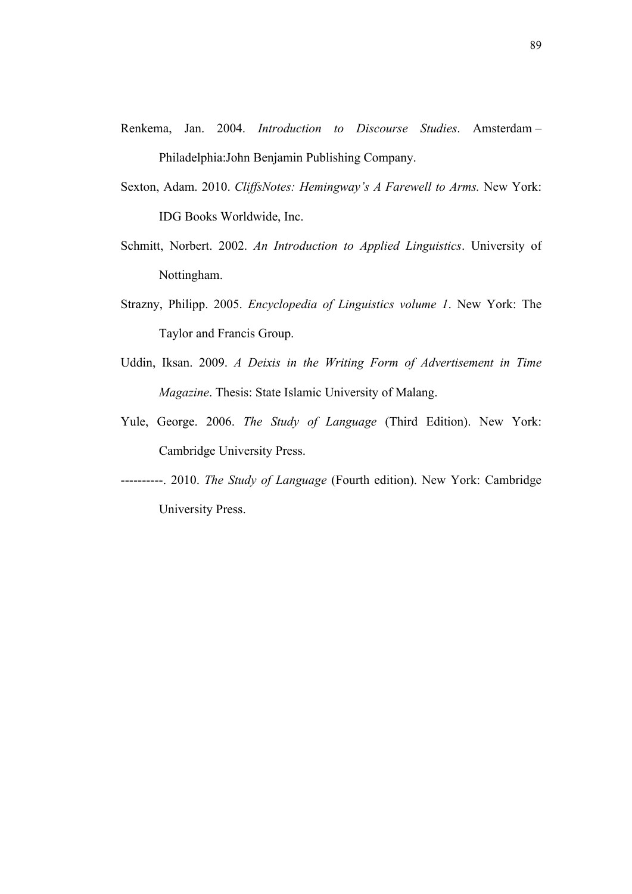Renkema, Jan. 2004. *Introduction to Discourse Studies*. Amsterdam – Philadelphia:John Benjamin Publishing Company.

Sexton, Adam. 2010. *CliffsNotes: Hemingway's A Farewell to Arms.* New York: IDG Books Worldwide, Inc.

Schmitt, Norbert. 2002. *An Introduction to Applied Linguistics*. University of Nottingham.

Strazny, Philipp. 2005. *Encyclopedia of Linguistics volume 1*. New York: The Taylor and Francis Group.

Uddin, Iksan. 2009. *A Deixis in the Writing Form of Advertisement in Time Magazine*. Thesis: State Islamic University of Malang.

Yule, George. 2006. *The Study of Language* (Third Edition). New York: Cambridge University Press.

----------. 2010. *The Study of Language* (Fourth edition). New York: Cambridge University Press.